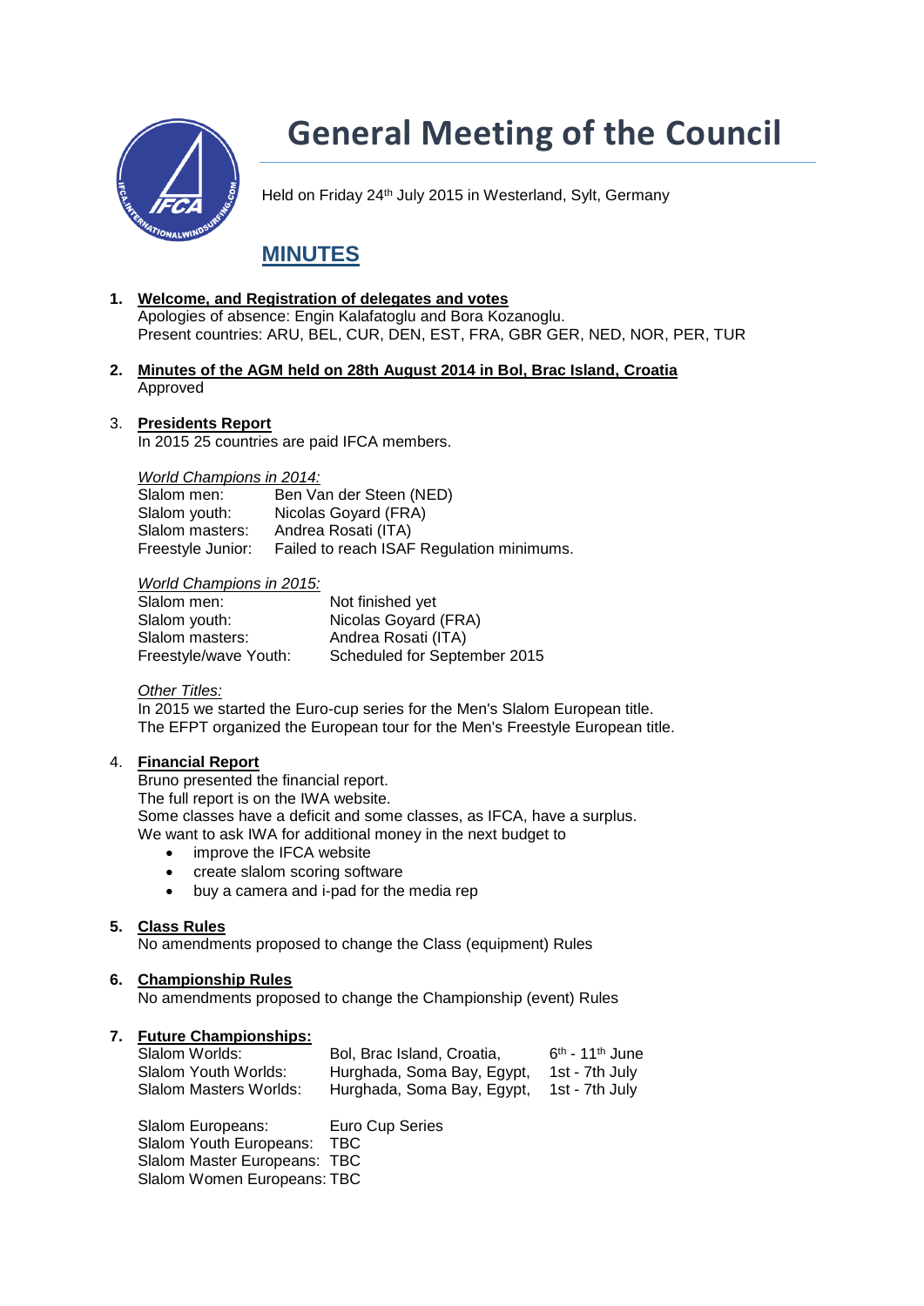# General Meeting of the Council

Held on Friday 24th July 2015 in Westerland, Sylt, Germany

## MINUTES

1. **Welcome, and Registration of delegates and votes**
   Apologies of absence: Engin Kalafatoglu and Bora Kozanoglu.
   Present countries: ARU, BEL, CUR, DEN, EST, FRA, GBR GER, NED, NOR, PER, TUR

2. **Minutes of the AGM held on 28th August 2014 in Bol, Brac Island, Croatia**
   Approved

3. **Presidents Report**
   In 2015 25 countries are paid IFCA members.

   *World Champions in 2014:*

   | | |
   |---|---|
   | Slalom men: | Ben Van der Steen (NED) |
   | Slalom youth: | Nicolas Goyard (FRA) |
   | Slalom masters: | Andrea Rosati (ITA) |
   | Freestyle Junior: | Failed to reach ISAF Regulation minimums. |

   *World Champions in 2015:*

   | | |
   |---|---|
   | Slalom men: | Not finished yet |
   | Slalom youth: | Nicolas Goyard (FRA) |
   | Slalom masters: | Andrea Rosati (ITA) |
   | Freestyle/wave Youth: | Scheduled for September 2015 |

   *Other Titles:*
   In 2015 we started the Euro-cup series for the Men's Slalom European title.
   The EFPT organized the European tour for the Men's Freestyle European title.

4. **Financial Report**
   Bruno presented the financial report.
   The full report is on the IWA website.
   Some classes have a deficit and some classes, as IFCA, have a surplus.
   We want to ask IWA for additional money in the next budget to
   - improve the IFCA website
   - create slalom scoring software
   - buy a camera and i-pad for the media rep

5. **Class Rules**
   No amendments proposed to change the Class (equipment) Rules

6. **Championship Rules**
   No amendments proposed to change the Championship (event) Rules

7. **Future Championships:**

   | | | |
   |---|---|---|
   | Slalom Worlds: | Bol, Brac Island, Croatia, | 6th - 11th June |
   | Slalom Youth Worlds: | Hurghada, Soma Bay, Egypt, | 1st - 7th July |
   | Slalom Masters Worlds: | Hurghada, Soma Bay, Egypt, | 1st - 7th July |

   | | |
   |---|---|
   | Slalom Europeans: | Euro Cup Series |
   | Slalom Youth Europeans: | TBC |
   | Slalom Master Europeans: | TBC |
   | Slalom Women Europeans: | TBC |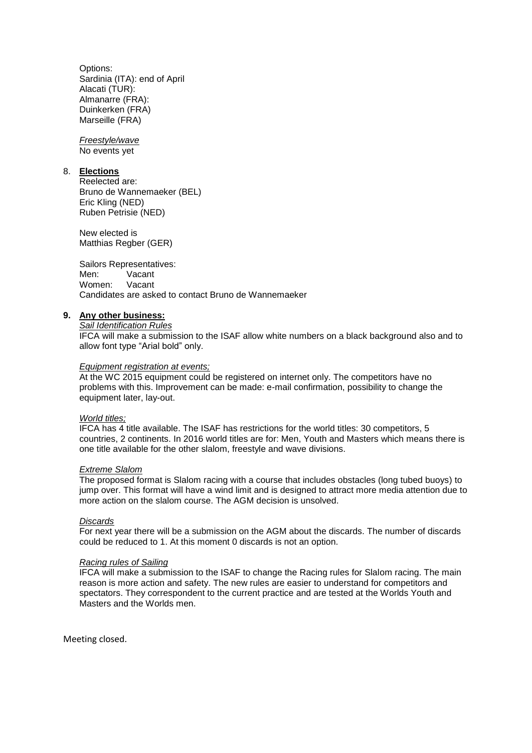Options:
Sardinia (ITA): end of April
Alacati (TUR):
Almanarre (FRA):
Duinkerken (FRA)
Marseille (FRA)

*Freestyle/wave*
No events yet

8. **Elections**

   Reelected are:
   Bruno de Wannemaeker (BEL)
   Eric Kling (NED)
   Ruben Petrisie (NED)

   New elected is
   Matthias Regber (GER)

   Sailors Representatives:
   Men: Vacant
   Women: Vacant
   Candidates are asked to contact Bruno de Wannemaeker

9. **Any other business:**

   *Sail Identification Rules*
   IFCA will make a submission to the ISAF allow white numbers on a black background also and to allow font type "Arial bold" only.

   *Equipment registration at events;*
   At the WC 2015 equipment could be registered on internet only. The competitors have no problems with this. Improvement can be made: e-mail confirmation, possibility to change the equipment later, lay-out.

   *World titles;*
   IFCA has 4 title available. The ISAF has restrictions for the world titles: 30 competitors, 5 countries, 2 continents. In 2016 world titles are for: Men, Youth and Masters which means there is one title available for the other slalom, freestyle and wave divisions.

   *Extreme Slalom*
   The proposed format is Slalom racing with a course that includes obstacles (long tubed buoys) to jump over. This format will have a wind limit and is designed to attract more media attention due to more action on the slalom course. The AGM decision is unsolved.

   *Discards*
   For next year there will be a submission on the AGM about the discards. The number of discards could be reduced to 1. At this moment 0 discards is not an option.

   *Racing rules of Sailing*
   IFCA will make a submission to the ISAF to change the Racing rules for Slalom racing. The main reason is more action and safety. The new rules are easier to understand for competitors and spectators. They correspondent to the current practice and are tested at the Worlds Youth and Masters and the Worlds men.

Meeting closed.